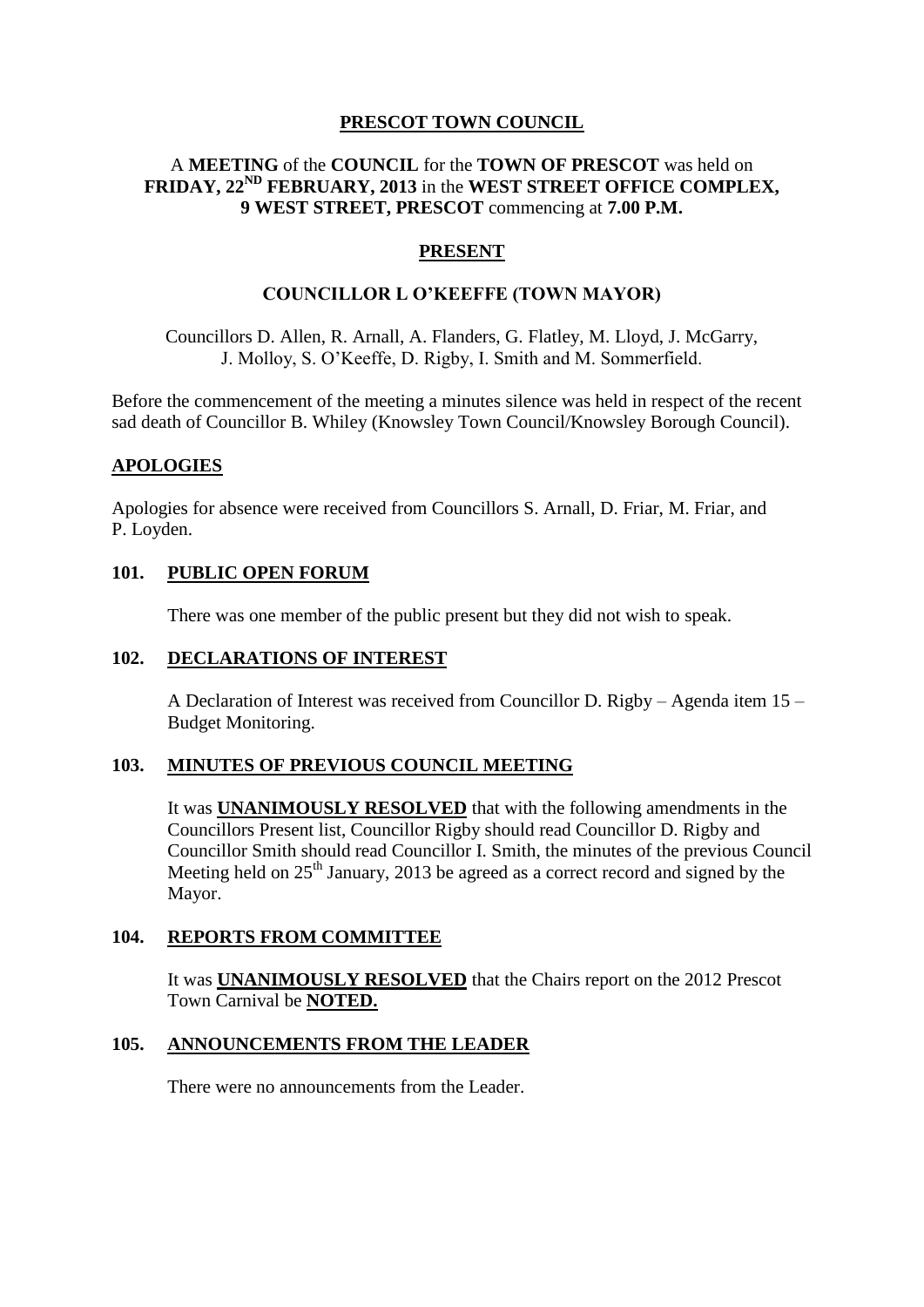# PRESCOT TOWN COUNCIL

A **MEETING** of the **COUNCIL** for the **TOWN OF PRESCOT** was held on **FRIDAY, 22ND FEBRUARY, 2013** in the **WEST STREET OFFICE COMPLEX, 9 WEST STREET, PRESCOT** commencing at **7.00 P.M.**

## PRESENT

### COUNCILLOR L O'KEEFFE (TOWN MAYOR)

Councillors D. Allen, R. Arnall, A. Flanders, G. Flatley, M. Lloyd, J. McGarry, J. Molloy, S. O'Keeffe, D. Rigby, I. Smith and M. Sommerfield.

Before the commencement of the meeting a minutes silence was held in respect of the recent sad death of Councillor B. Whiley (Knowsley Town Council/Knowsley Borough Council).

## APOLOGIES

Apologies for absence were received from Councillors S. Arnall, D. Friar, M. Friar, and P. Loyden.

## 101. PUBLIC OPEN FORUM

There was one member of the public present but they did not wish to speak.

## 102. DECLARATIONS OF INTEREST

A Declaration of Interest was received from Councillor D. Rigby – Agenda item 15 – Budget Monitoring.

## 103. MINUTES OF PREVIOUS COUNCIL MEETING

It was **UNANIMOUSLY RESOLVED** that with the following amendments in the Councillors Present list, Councillor Rigby should read Councillor D. Rigby and Councillor Smith should read Councillor I. Smith, the minutes of the previous Council Meeting held on 25th January, 2013 be agreed as a correct record and signed by the Mayor.

## 104. REPORTS FROM COMMITTEE

It was **UNANIMOUSLY RESOLVED** that the Chairs report on the 2012 Prescot Town Carnival be **NOTED.**

## 105. ANNOUNCEMENTS FROM THE LEADER

There were no announcements from the Leader.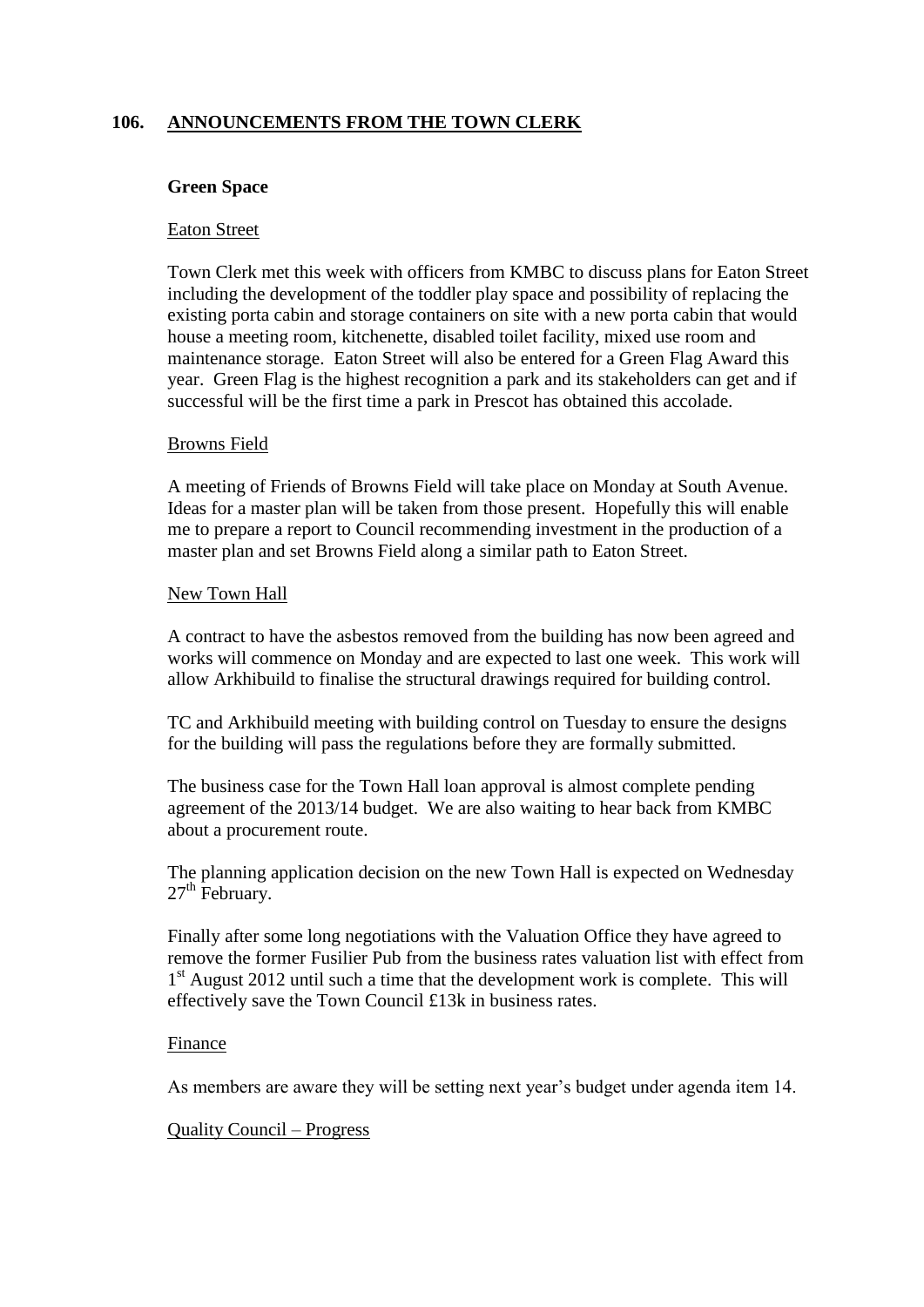## 106. ANNOUNCEMENTS FROM THE TOWN CLERK

### Green Space

Eaton Street

Town Clerk met this week with officers from KMBC to discuss plans for Eaton Street including the development of the toddler play space and possibility of replacing the existing porta cabin and storage containers on site with a new porta cabin that would house a meeting room, kitchenette, disabled toilet facility, mixed use room and maintenance storage. Eaton Street will also be entered for a Green Flag Award this year. Green Flag is the highest recognition a park and its stakeholders can get and if successful will be the first time a park in Prescot has obtained this accolade.

Browns Field

A meeting of Friends of Browns Field will take place on Monday at South Avenue. Ideas for a master plan will be taken from those present. Hopefully this will enable me to prepare a report to Council recommending investment in the production of a master plan and set Browns Field along a similar path to Eaton Street.

New Town Hall

A contract to have the asbestos removed from the building has now been agreed and works will commence on Monday and are expected to last one week. This work will allow Arkhibuild to finalise the structural drawings required for building control.

TC and Arkhibuild meeting with building control on Tuesday to ensure the designs for the building will pass the regulations before they are formally submitted.

The business case for the Town Hall loan approval is almost complete pending agreement of the 2013/14 budget. We are also waiting to hear back from KMBC about a procurement route.

The planning application decision on the new Town Hall is expected on Wednesday 27th February.

Finally after some long negotiations with the Valuation Office they have agreed to remove the former Fusilier Pub from the business rates valuation list with effect from 1st August 2012 until such a time that the development work is complete. This will effectively save the Town Council £13k in business rates.

Finance

As members are aware they will be setting next year's budget under agenda item 14.

Quality Council – Progress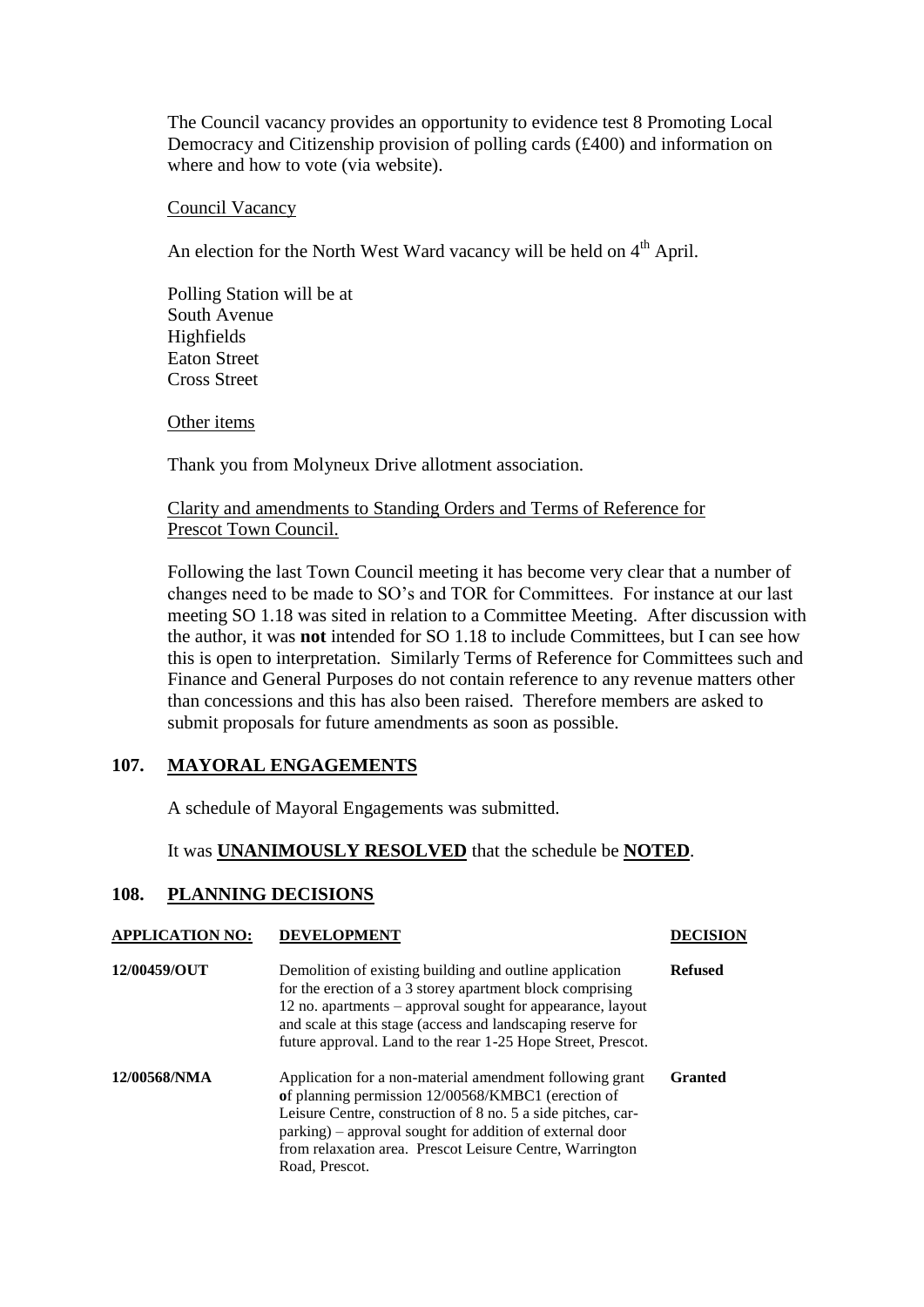The Council vacancy provides an opportunity to evidence test 8 Promoting Local Democracy and Citizenship provision of polling cards (£400) and information on where and how to vote (via website).

Council Vacancy

An election for the North West Ward vacancy will be held on 4th April.

Polling Station will be at
South Avenue
Highfields
Eaton Street
Cross Street

Other items

Thank you from Molyneux Drive allotment association.

Clarity and amendments to Standing Orders and Terms of Reference for Prescot Town Council.

Following the last Town Council meeting it has become very clear that a number of changes need to be made to SO's and TOR for Committees. For instance at our last meeting SO 1.18 was sited in relation to a Committee Meeting. After discussion with the author, it was **not** intended for SO 1.18 to include Committees, but I can see how this is open to interpretation. Similarly Terms of Reference for Committees such and Finance and General Purposes do not contain reference to any revenue matters other than concessions and this has also been raised. Therefore members are asked to submit proposals for future amendments as soon as possible.

## 107. MAYORAL ENGAGEMENTS

A schedule of Mayoral Engagements was submitted.

It was **UNANIMOUSLY RESOLVED** that the schedule be **NOTED**.

## 108. PLANNING DECISIONS

| APPLICATION NO: | DEVELOPMENT | DECISION |
|---|---|---|
| **12/00459/OUT** | Demolition of existing building and outline application for the erection of a 3 storey apartment block comprising 12 no. apartments – approval sought for appearance, layout and scale at this stage (access and landscaping reserve for future approval. Land to the rear 1-25 Hope Street, Prescot. | **Refused** |
| **12/00568/NMA** | Application for a non-material amendment following grant of planning permission 12/00568/KMBC1 (erection of Leisure Centre, construction of 8 no. 5 a side pitches, car-parking) – approval sought for addition of external door from relaxation area. Prescot Leisure Centre, Warrington Road, Prescot. | **Granted** |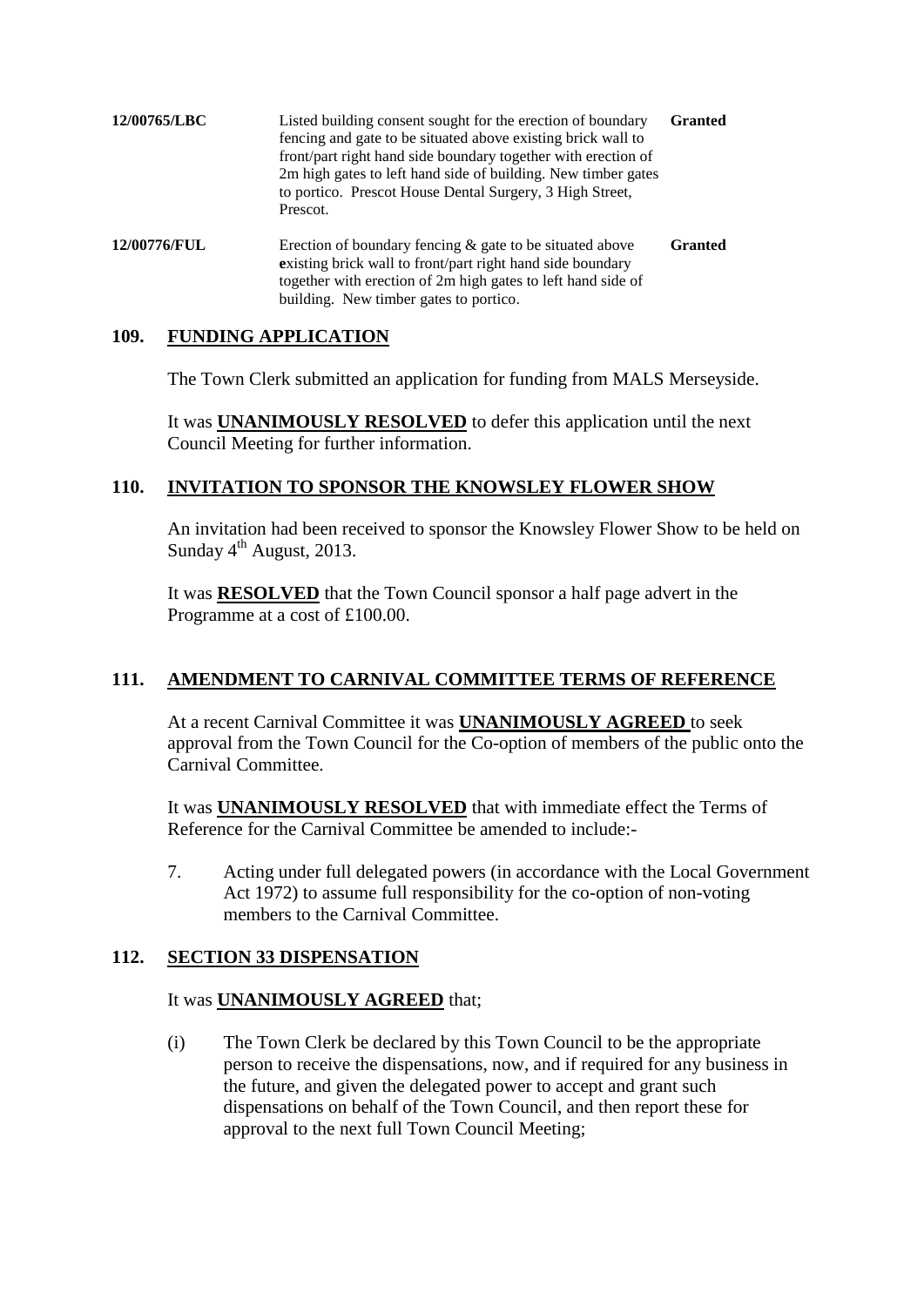| | | |
|---|---|---|
| **12/00765/LBC** | Listed building consent sought for the erection of boundary fencing and gate to be situated above existing brick wall to front/part right hand side boundary together with erection of 2m high gates to left hand side of building. New timber gates to portico. Prescot House Dental Surgery, 3 High Street, Prescot. | **Granted** |
| **12/00776/FUL** | Erection of boundary fencing & gate to be situated above **e**xisting brick wall to front/part right hand side boundary together with erection of 2m high gates to left hand side of building. New timber gates to portico. | **Granted** |

## 109. FUNDING APPLICATION

The Town Clerk submitted an application for funding from MALS Merseyside.

It was **UNANIMOUSLY RESOLVED** to defer this application until the next Council Meeting for further information.

## 110. INVITATION TO SPONSOR THE KNOWSLEY FLOWER SHOW

An invitation had been received to sponsor the Knowsley Flower Show to be held on Sunday 4th August, 2013.

It was **RESOLVED** that the Town Council sponsor a half page advert in the Programme at a cost of £100.00.

## 111. AMENDMENT TO CARNIVAL COMMITTEE TERMS OF REFERENCE

At a recent Carnival Committee it was **UNANIMOUSLY AGREED** to seek approval from the Town Council for the Co-option of members of the public onto the Carnival Committee.

It was **UNANIMOUSLY RESOLVED** that with immediate effect the Terms of Reference for the Carnival Committee be amended to include:-

7. Acting under full delegated powers (in accordance with the Local Government Act 1972) to assume full responsibility for the co-option of non-voting members to the Carnival Committee.

## 112. SECTION 33 DISPENSATION

It was **UNANIMOUSLY AGREED** that;

(i) The Town Clerk be declared by this Town Council to be the appropriate person to receive the dispensations, now, and if required for any business in the future, and given the delegated power to accept and grant such dispensations on behalf of the Town Council, and then report these for approval to the next full Town Council Meeting;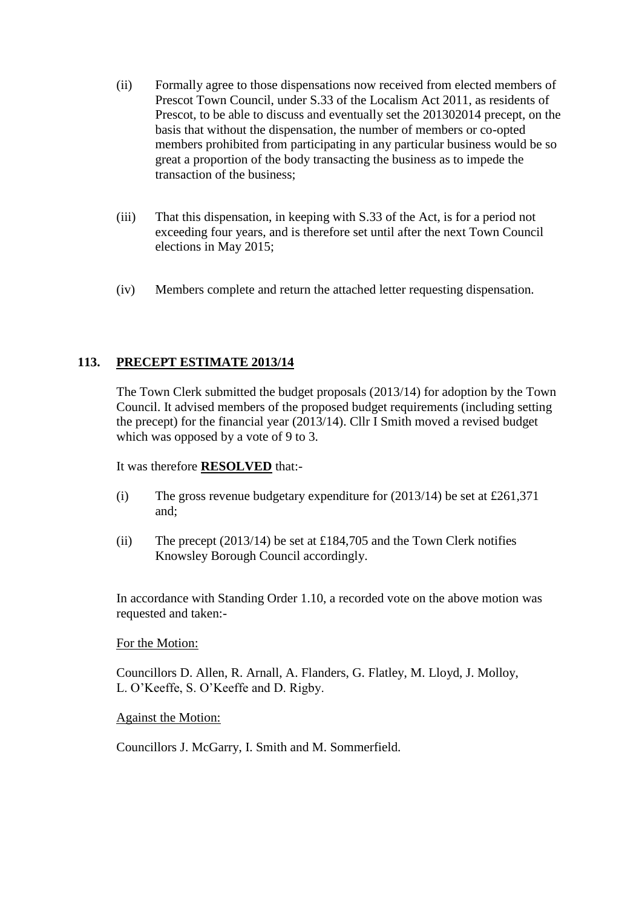(ii) Formally agree to those dispensations now received from elected members of Prescot Town Council, under S.33 of the Localism Act 2011, as residents of Prescot, to be able to discuss and eventually set the 201302014 precept, on the basis that without the dispensation, the number of members or co-opted members prohibited from participating in any particular business would be so great a proportion of the body transacting the business as to impede the transaction of the business;

(iii) That this dispensation, in keeping with S.33 of the Act, is for a period not exceeding four years, and is therefore set until after the next Town Council elections in May 2015;

(iv) Members complete and return the attached letter requesting dispensation.

## 113. PRECEPT ESTIMATE 2013/14

The Town Clerk submitted the budget proposals (2013/14) for adoption by the Town Council. It advised members of the proposed budget requirements (including setting the precept) for the financial year (2013/14). Cllr I Smith moved a revised budget which was opposed by a vote of 9 to 3.

It was therefore **RESOLVED** that:-

(i) The gross revenue budgetary expenditure for (2013/14) be set at £261,371 and;

(ii) The precept (2013/14) be set at £184,705 and the Town Clerk notifies Knowsley Borough Council accordingly.

In accordance with Standing Order 1.10, a recorded vote on the above motion was requested and taken:-

For the Motion:

Councillors D. Allen, R. Arnall, A. Flanders, G. Flatley, M. Lloyd, J. Molloy, L. O'Keeffe, S. O'Keeffe and D. Rigby.

Against the Motion:

Councillors J. McGarry, I. Smith and M. Sommerfield.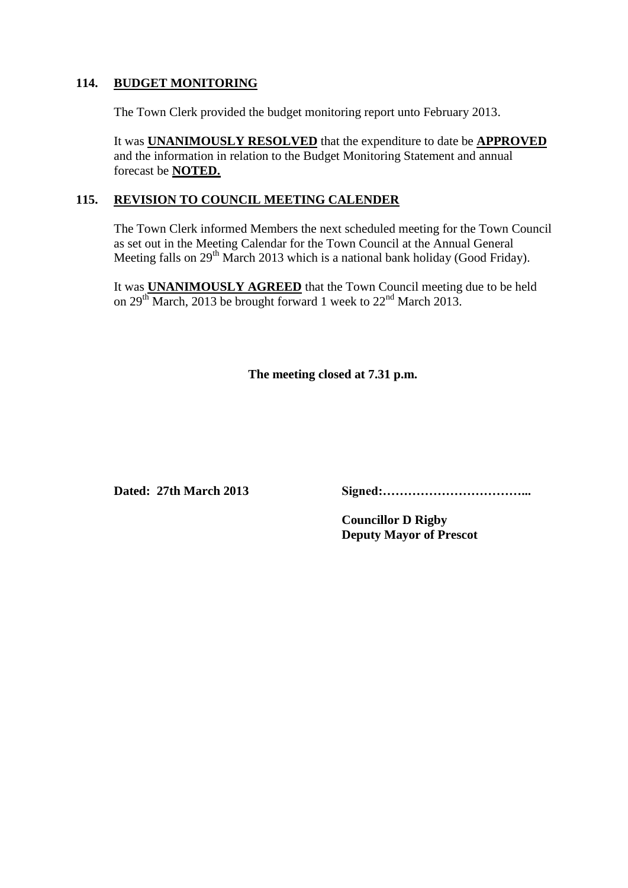## 114. **BUDGET MONITORING**

The Town Clerk provided the budget monitoring report unto February 2013.

It was **UNANIMOUSLY RESOLVED** that the expenditure to date be **APPROVED** and the information in relation to the Budget Monitoring Statement and annual forecast be **NOTED.**

## 115. **REVISION TO COUNCIL MEETING CALENDER**

The Town Clerk informed Members the next scheduled meeting for the Town Council as set out in the Meeting Calendar for the Town Council at the Annual General Meeting falls on 29th March 2013 which is a national bank holiday (Good Friday).

It was **UNANIMOUSLY AGREED** that the Town Council meeting due to be held on 29th March, 2013 be brought forward 1 week to 22nd March 2013.

**The meeting closed at 7.31 p.m.**

**Dated: 27th March 2013**

**Signed:……………………………...**

**Councillor D Rigby**
**Deputy Mayor of Prescot**